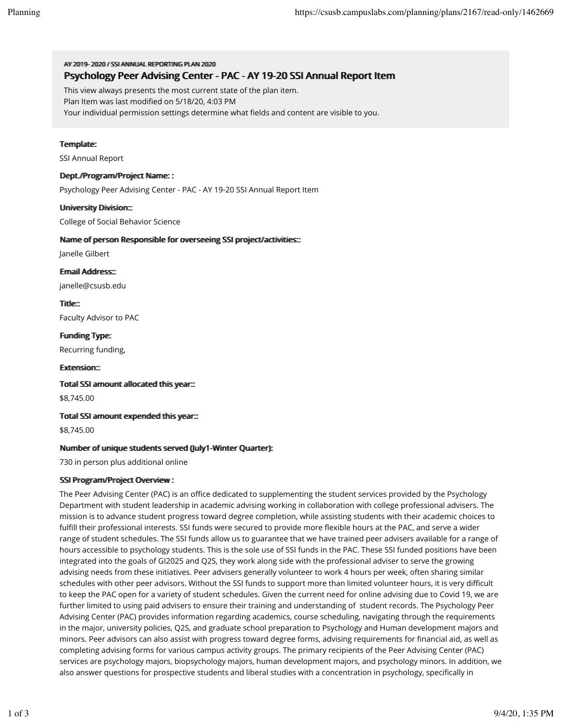AY 2019- 2020 / SSI ANNUAL REPORTING PLAN 2020

# Psychology Peer Advising Center - PAC - AY 19-20 SSI Annual Report Item

This view always presents the most current state of the plan item.
Plan Item was last modified on 5/18/20, 4:03 PM
Your individual permission settings determine what fields and content are visible to you.

**Template:**

SSI Annual Report

**Dept./Program/Project Name: :**

Psychology Peer Advising Center - PAC - AY 19-20 SSI Annual Report Item

**University Division:::**

College of Social Behavior Science

**Name of person Responsible for overseeing SSI project/activities:::**

Janelle Gilbert

**Email Address:::**

janelle@csusb.edu

**Title:::**

Faculty Advisor to PAC

**Funding Type::**

Recurring funding,

**Extension:::**

**Total SSI amount allocated this year:::**

$8,745.00

**Total SSI amount expended this year:::**

$8,745.00

**Number of unique students served (July1-Winter Quarter)::**

730 in person plus additional online

**SSI Program/Project Overview :**

The Peer Advising Center (PAC) is an office dedicated to supplementing the student services provided by the Psychology Department with student leadership in academic advising working in collaboration with college professional advisers. The mission is to advance student progress toward degree completion, while assisting students with their academic choices to fulfill their professional interests. SSI funds were secured to provide more flexible hours at the PAC, and serve a wider range of student schedules. The SSI funds allow us to guarantee that we have trained peer advisers available for a range of hours accessible to psychology students. This is the sole use of SSI funds in the PAC. These SSI funded positions have been integrated into the goals of GI2025 and Q2S, they work along side with the professional adviser to serve the growing advising needs from these initiatives. Peer advisers generally volunteer to work 4 hours per week, often sharing similar schedules with other peer advisors. Without the SSI funds to support more than limited volunteer hours, it is very difficult to keep the PAC open for a variety of student schedules. Given the current need for online advising due to Covid 19, we are further limited to using paid advisers to ensure their training and understanding of student records. The Psychology Peer Advising Center (PAC) provides information regarding academics, course scheduling, navigating through the requirements in the major, university policies, Q2S, and graduate school preparation to Psychology and Human development majors and minors. Peer advisors can also assist with progress toward degree forms, advising requirements for financial aid, as well as completing advising forms for various campus activity groups. The primary recipients of the Peer Advising Center (PAC) services are psychology majors, biopsychology majors, human development majors, and psychology minors. In addition, we also answer questions for prospective students and liberal studies with a concentration in psychology, specifically in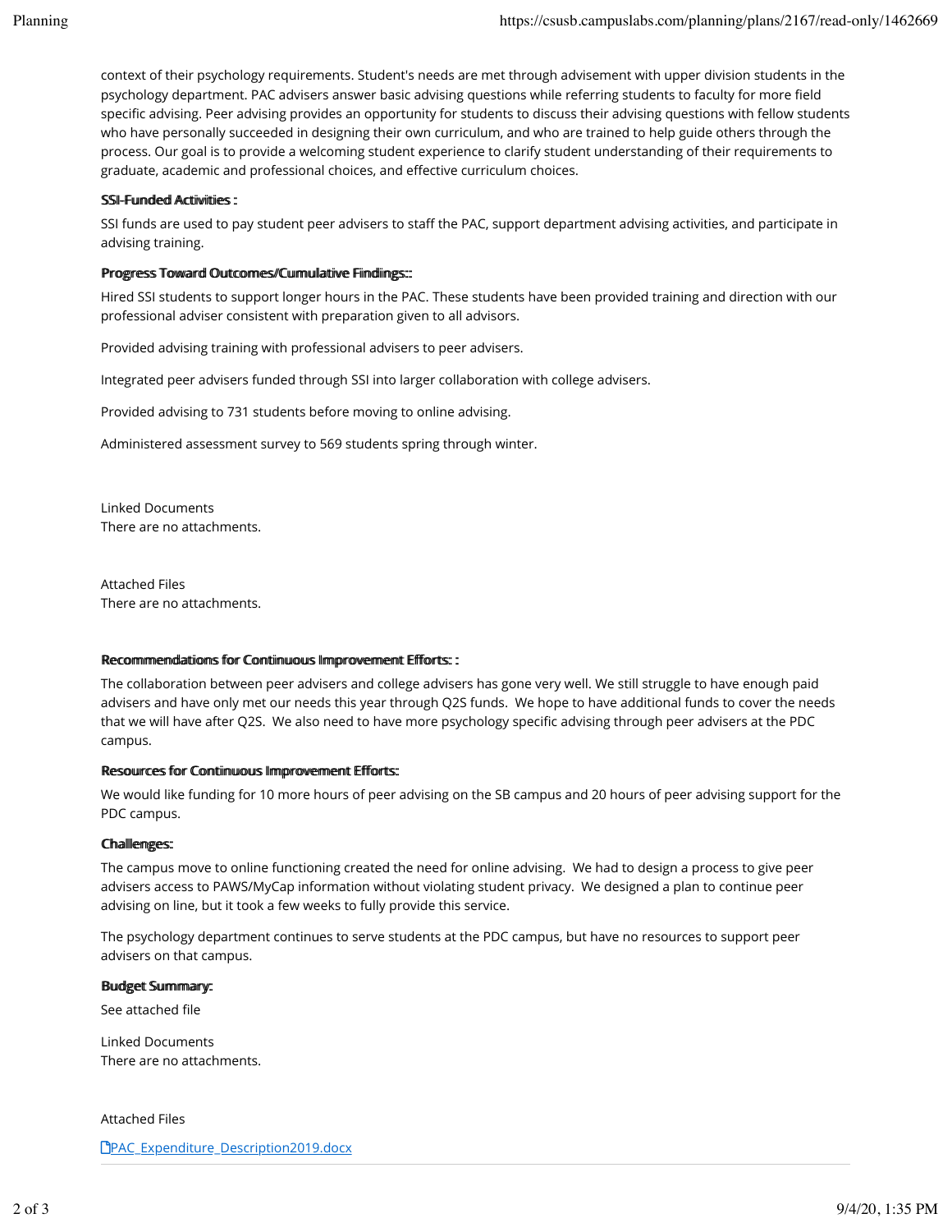context of their psychology requirements. Student's needs are met through advisement with upper division students in the psychology department. PAC advisers answer basic advising questions while referring students to faculty for more field specific advising. Peer advising provides an opportunity for students to discuss their advising questions with fellow students who have personally succeeded in designing their own curriculum, and who are trained to help guide others through the process. Our goal is to provide a welcoming student experience to clarify student understanding of their requirements to graduate, academic and professional choices, and effective curriculum choices.

**SSI-Funded Activities :**

SSI funds are used to pay student peer advisers to staff the PAC, support department advising activities, and participate in advising training.

**Progress Toward Outcomes/Cumulative Findings::**

Hired SSI students to support longer hours in the PAC. These students have been provided training and direction with our professional adviser consistent with preparation given to all advisors.

Provided advising training with professional advisers to peer advisers.

Integrated peer advisers funded through SSI into larger collaboration with college advisers.

Provided advising to 731 students before moving to online advising.

Administered assessment survey to 569 students spring through winter.

Linked Documents
There are no attachments.

Attached Files
There are no attachments.

**Recommendations for Continuous Improvement Efforts: :**

The collaboration between peer advisers and college advisers has gone very well. We still struggle to have enough paid advisers and have only met our needs this year through Q2S funds. We hope to have additional funds to cover the needs that we will have after Q2S. We also need to have more psychology specific advising through peer advisers at the PDC campus.

**Resources for Continuous Improvement Efforts:**

We would like funding for 10 more hours of peer advising on the SB campus and 20 hours of peer advising support for the PDC campus.

**Challenges:**

The campus move to online functioning created the need for online advising. We had to design a process to give peer advisers access to PAWS/MyCap information without violating student privacy. We designed a plan to continue peer advising on line, but it took a few weeks to fully provide this service.

The psychology department continues to serve students at the PDC campus, but have no resources to support peer advisers on that campus.

**Budget Summary:**

See attached file

Linked Documents
There are no attachments.

Attached Files

PAC_Expenditure_Description2019.docx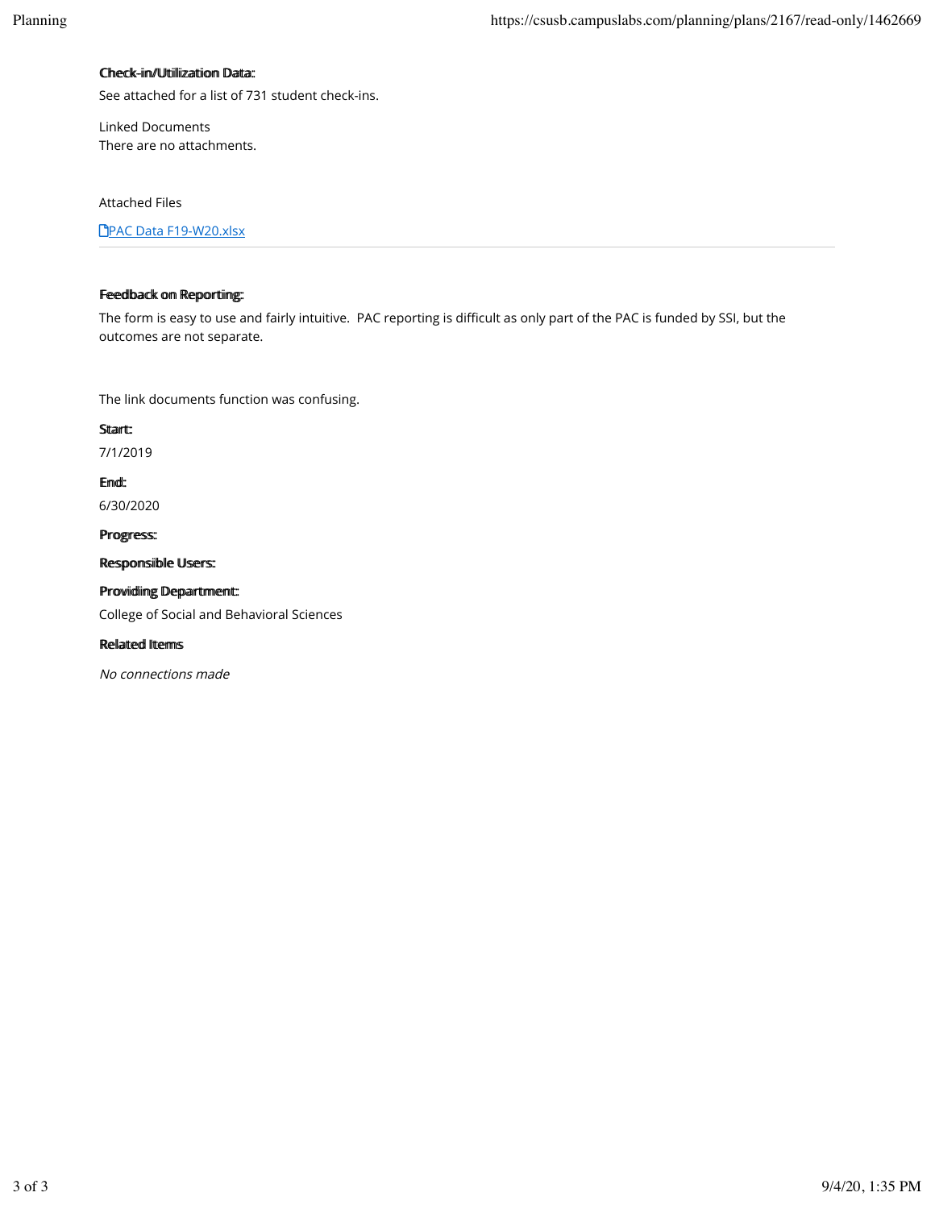**Check-in/Utilization Data:**

See attached for a list of 731 student check-ins.

Linked Documents
There are no attachments.

Attached Files

PAC Data F19-W20.xlsx

---

**Feedback on Reporting:**

The form is easy to use and fairly intuitive.  PAC reporting is difficult as only part of the PAC is funded by SSI, but the outcomes are not separate.

The link documents function was confusing.

**Start:**

7/1/2019

**End:**

6/30/2020

**Progress:**

**Responsible Users:**

**Providing Department:**

College of Social and Behavioral Sciences

**Related Items**

*No connections made*